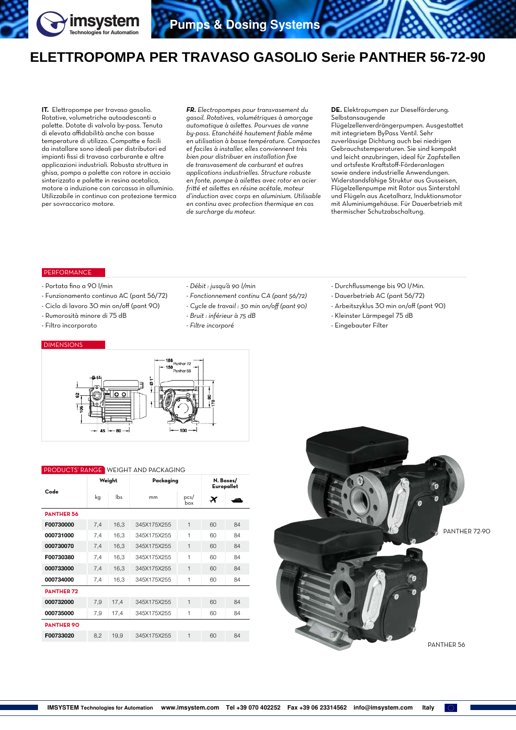# ELETTROPOMPA PER TRAVASO GASOLIO Serie PANTHER 56-72-90

**IT.** Elettropompe per travaso gasolio. Rotative, volumetriche autoadescanti a palette. Dotate di valvola by-pass. Tenuta di elevata affidabilità anche con basse temperature di utilizzo. Compatte e facili da installare sono ideali per distributori ed impianti fissi di travaso carburante e altre applicazioni industriali. Robusta struttura in ghisa, pompa a palette con rotore in acciaio sinterizzato e palette in resina acetalica, motore a induzione con carcassa in alluminio. Utilizzabile in continuo con protezione termica per sovraccarico motore.

***FR.** Electropompes pour transvasement du gasoil. Rotatives, volumétriques à amorçage automatique à ailettes. Pourvues de vanne by-pass. Etanchéité hautement fiable même en utilisation à basse température. Compactes et faciles à installer, elles conviennent très bien pour distribuer en installation fixe de transvasement de carburant et autres applications industrielles. Structure robuste en fonte, pompe à ailettes avec rotor en acier fritté et ailettes en résine acétale, moteur d'induction avec corps en aluminium. Utilisable en continu avec protection thermique en cas de surcharge du moteur.*

**DE.** Elektropumpen zur Dieselförderung. Selbstansaugende Flügelzellenverdrängerpumpen. Ausgestattet mit integrietem ByPass Ventil. Sehr zuverlässige Dichtung auch bei niedrigen Gebrauchstemperaturen. Sie sind kompakt und leicht anzubringen, ideal für Zapfstellen und ortsfeste Kraftstoff-Förderanlagen sowie andere industrielle Anwendungen. Widerstandsfähige Struktur aus Gusseisen, Flügelzellenpumpe mit Rotor aus Sinterstahl und Flügeln aus Acetalharz, Induktionsmotor mit Aluminiumgehäuse. Für Dauerbetrieb mit thermischer Schutzabschaltung.

## PERFORMANCE

- Portata fino a 90 l/min
- Funzionamento continuo AC (pant 56/72)
- Ciclo di lavoro 30 min on/off (pant 90)
- Rumorosità minore di 75 dB
- Filtro incorporato

- *Débit : jusqu'à 90 l/min*
- *Fonctionnement continu CA (pant 56/72)*
- *Cycle de travail : 30 min on/off (pant 90)*
- *Bruit : inférieur à 75 dB*
- *Filtre incorporé*

- Durchflussmenge bis 90 l/Min.
- Dauerbetrieb AC (pant 56/72)
- Arbeitszyklus 30 min on/off (pant 90)
- Kleinster Lärmpegel 75 dB
- Eingebauter Filter

## DIMENSIONS

## PRODUCTS' RANGE WEIGHT AND PACKAGING

| Code | Weight | | Packaging | | N. Boxes/ Europallet | |
|---|---|---|---|---|---|---|
| | kg | lbs | mm | pcs/ box | ✈ | 🚢 |
| **PANTHER 56** | | | | | | |
| **F00730000** | 7,4 | 16,3 | 345X175X255 | 1 | 60 | 84 |
| **000731000** | 7,4 | 16,3 | 345X175X255 | 1 | 60 | 84 |
| **000730070** | 7,4 | 16,3 | 345X175X255 | 1 | 60 | 84 |
| **F00730380** | 7,4 | 16,3 | 345X175X255 | 1 | 60 | 84 |
| **000733000** | 7,4 | 16,3 | 345X175X255 | 1 | 60 | 84 |
| **000734000** | 7,4 | 16,3 | 345X175X255 | 1 | 60 | 84 |
| **PANTHER 72** | | | | | | |
| **000732000** | 7,9 | 17,4 | 345X175X255 | 1 | 60 | 84 |
| **000735000** | 7,9 | 17,4 | 345X175X255 | 1 | 60 | 84 |
| **PANTHER 90** | | | | | | |
| **F00733020** | 8,2 | 19,9 | 345X175X255 | 1 | 60 | 84 |

PANTHER 72-90

PANTHER 56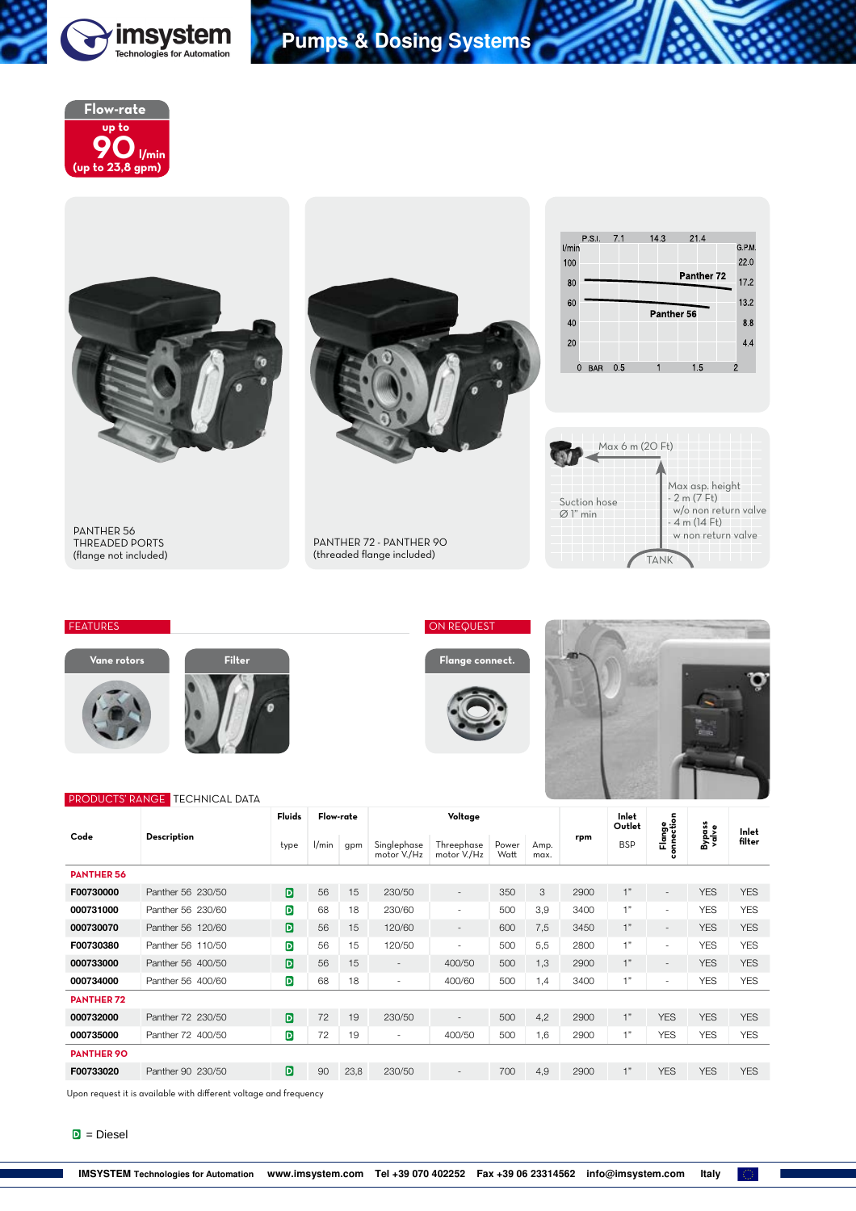# Pumps & Dosing Systems

**Flow-rate**
up to
**90 l/min**
**(up to 23,8 gpm)**

PANTHER 56
THREADED PORTS
(flange not included)

PANTHER 72 - PANTHER 90
(threaded flange included)

P.S.I. 7.1 14.3 21.4
l/min G.P.M.
100 22.0
80 17.2
60 13.2
40 8.8
20 4.4
0 BAR 0.5 1 1.5 2
Panther 72
Panther 56

Max 6 m (20 Ft)
Suction hose
Ø 1" min
Max asp. height
- 2 m (7 Ft)
w/o non return valve
- 4 m (14 Ft)
w non return valve
TANK

## FEATURES

Vane rotors

Filter

## ON REQUEST

Flange connect.

## PRODUCTS' RANGE TECHNICAL DATA

| Code | Description | Fluids | Flow-rate | | Voltage | | | | rpm | Inlet Outlet | Flange connection | Bypass valve | Inlet filter |
|---|---|---|---|---|---|---|---|---|---|---|---|---|---|
| | | type | l/min | gpm | Singlephase motor V./Hz | Threephase motor V./Hz | Power Watt | Amp. max. | | BSP | | | |
| **PANTHER 56** | | | | | | | | | | | | | |
| **F00730000** | Panther 56 230/50 | D | 56 | 15 | 230/50 | - | 350 | 3 | 2900 | 1" | - | YES | YES |
| **000731000** | Panther 56 230/60 | D | 68 | 18 | 230/60 | - | 500 | 3,9 | 3400 | 1" | - | YES | YES |
| **000730070** | Panther 56 120/60 | D | 56 | 15 | 120/60 | - | 600 | 7,5 | 3450 | 1" | - | YES | YES |
| **F00730380** | Panther 56 110/50 | D | 56 | 15 | 120/50 | - | 500 | 5,5 | 2800 | 1" | - | YES | YES |
| **000733000** | Panther 56 400/50 | D | 56 | 15 | - | 400/50 | 500 | 1,3 | 2900 | 1" | - | YES | YES |
| **000734000** | Panther 56 400/60 | D | 68 | 18 | - | 400/60 | 500 | 1,4 | 3400 | 1" | - | YES | YES |
| **PANTHER 72** | | | | | | | | | | | | | |
| **000732000** | Panther 72 230/50 | D | 72 | 19 | 230/50 | - | 500 | 4,2 | 2900 | 1" | YES | YES | YES |
| **000735000** | Panther 72 400/50 | D | 72 | 19 | - | 400/50 | 500 | 1,6 | 2900 | 1" | YES | YES | YES |
| **PANTHER 90** | | | | | | | | | | | | | |
| **F00733020** | Panther 90 230/50 | D | 90 | 23,8 | 230/50 | - | 700 | 4,9 | 2900 | 1" | YES | YES | YES |

Upon request it is available with different voltage and frequency

D = Diesel